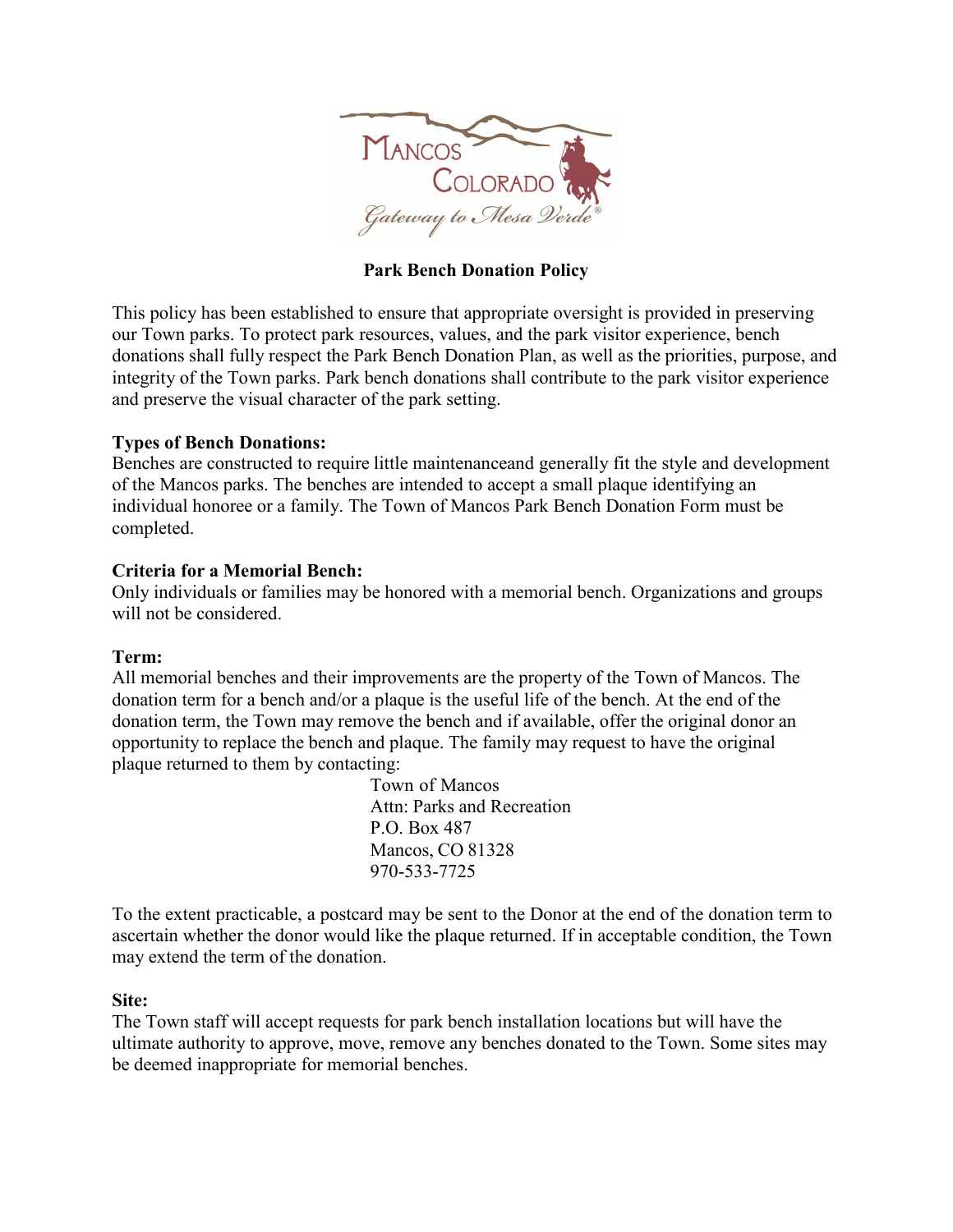# Park Bench Donation Policy

This policy has been established to ensure that appropriate oversight is provided in preserving our Town parks. To protect park resources, values, and the park visitor experience, bench donations shall fully respect the Park Bench Donation Plan, as well as the priorities, purpose, and integrity of the Town parks. Park bench donations shall contribute to the park visitor experience and preserve the visual character of the park setting.

**Types of Bench Donations:**
Benches are constructed to require little maintenanceand generally fit the style and development of the Mancos parks. The benches are intended to accept a small plaque identifying an individual honoree or a family. The Town of Mancos Park Bench Donation Form must be completed.

**Criteria for a Memorial Bench:**
Only individuals or families may be honored with a memorial bench. Organizations and groups will not be considered.

**Term:**
All memorial benches and their improvements are the property of the Town of Mancos. The donation term for a bench and/or a plaque is the useful life of the bench. At the end of the donation term, the Town may remove the bench and if available, offer the original donor an opportunity to replace the bench and plaque. The family may request to have the original plaque returned to them by contacting:

Town of Mancos
Attn: Parks and Recreation
P.O. Box 487
Mancos, CO 81328
970-533-7725

To the extent practicable, a postcard may be sent to the Donor at the end of the donation term to ascertain whether the donor would like the plaque returned. If in acceptable condition, the Town may extend the term of the donation.

**Site:**
The Town staff will accept requests for park bench installation locations but will have the ultimate authority to approve, move, remove any benches donated to the Town. Some sites may be deemed inappropriate for memorial benches.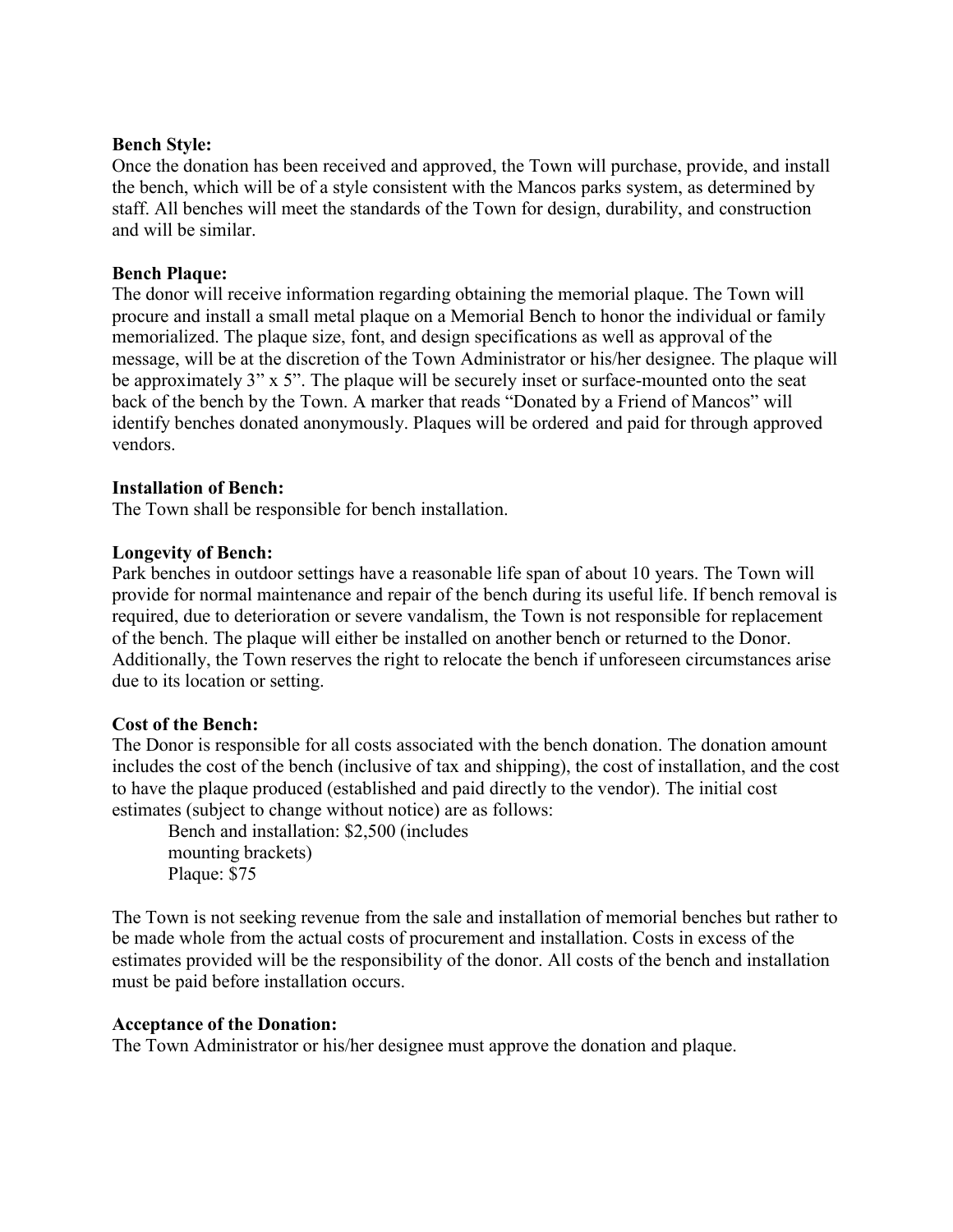**Bench Style:**
Once the donation has been received and approved, the Town will purchase, provide, and install the bench, which will be of a style consistent with the Mancos parks system, as determined by staff. All benches will meet the standards of the Town for design, durability, and construction and will be similar.

**Bench Plaque:**
The donor will receive information regarding obtaining the memorial plaque. The Town will procure and install a small metal plaque on a Memorial Bench to honor the individual or family memorialized. The plaque size, font, and design specifications as well as approval of the message, will be at the discretion of the Town Administrator or his/her designee. The plaque will be approximately 3" x 5". The plaque will be securely inset or surface-mounted onto the seat back of the bench by the Town. A marker that reads "Donated by a Friend of Mancos" will identify benches donated anonymously. Plaques will be ordered and paid for through approved vendors.

**Installation of Bench:**
The Town shall be responsible for bench installation.

**Longevity of Bench:**
Park benches in outdoor settings have a reasonable life span of about 10 years. The Town will provide for normal maintenance and repair of the bench during its useful life. If bench removal is required, due to deterioration or severe vandalism, the Town is not responsible for replacement of the bench. The plaque will either be installed on another bench or returned to the Donor. Additionally, the Town reserves the right to relocate the bench if unforeseen circumstances arise due to its location or setting.

**Cost of the Bench:**
The Donor is responsible for all costs associated with the bench donation. The donation amount includes the cost of the bench (inclusive of tax and shipping), the cost of installation, and the cost to have the plaque produced (established and paid directly to the vendor). The initial cost estimates (subject to change without notice) are as follows:

Bench and installation: $2,500 (includes mounting brackets)
Plaque: $75

The Town is not seeking revenue from the sale and installation of memorial benches but rather to be made whole from the actual costs of procurement and installation. Costs in excess of the estimates provided will be the responsibility of the donor. All costs of the bench and installation must be paid before installation occurs.

**Acceptance of the Donation:**
The Town Administrator or his/her designee must approve the donation and plaque.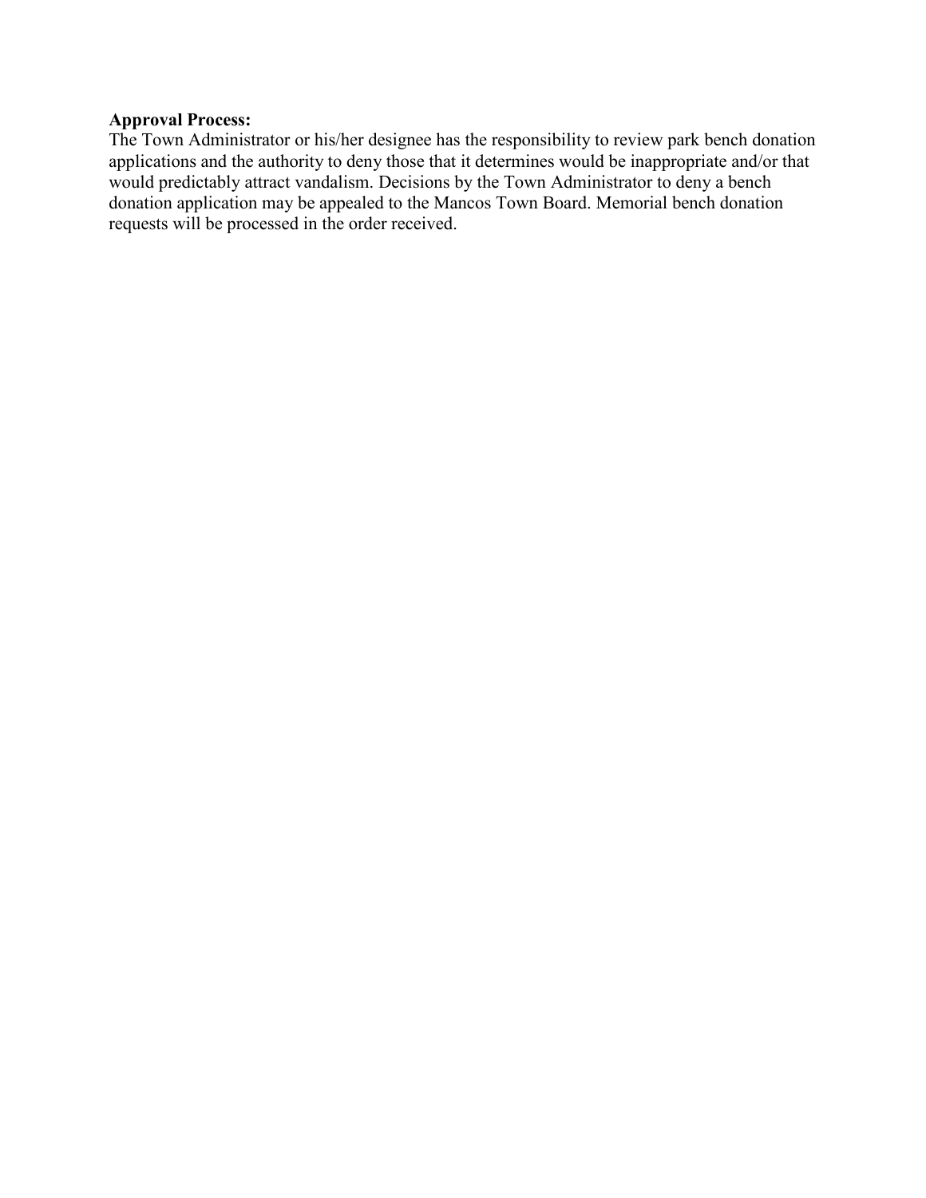**Approval Process:**
The Town Administrator or his/her designee has the responsibility to review park bench donation applications and the authority to deny those that it determines would be inappropriate and/or that would predictably attract vandalism. Decisions by the Town Administrator to deny a bench donation application may be appealed to the Mancos Town Board. Memorial bench donation requests will be processed in the order received.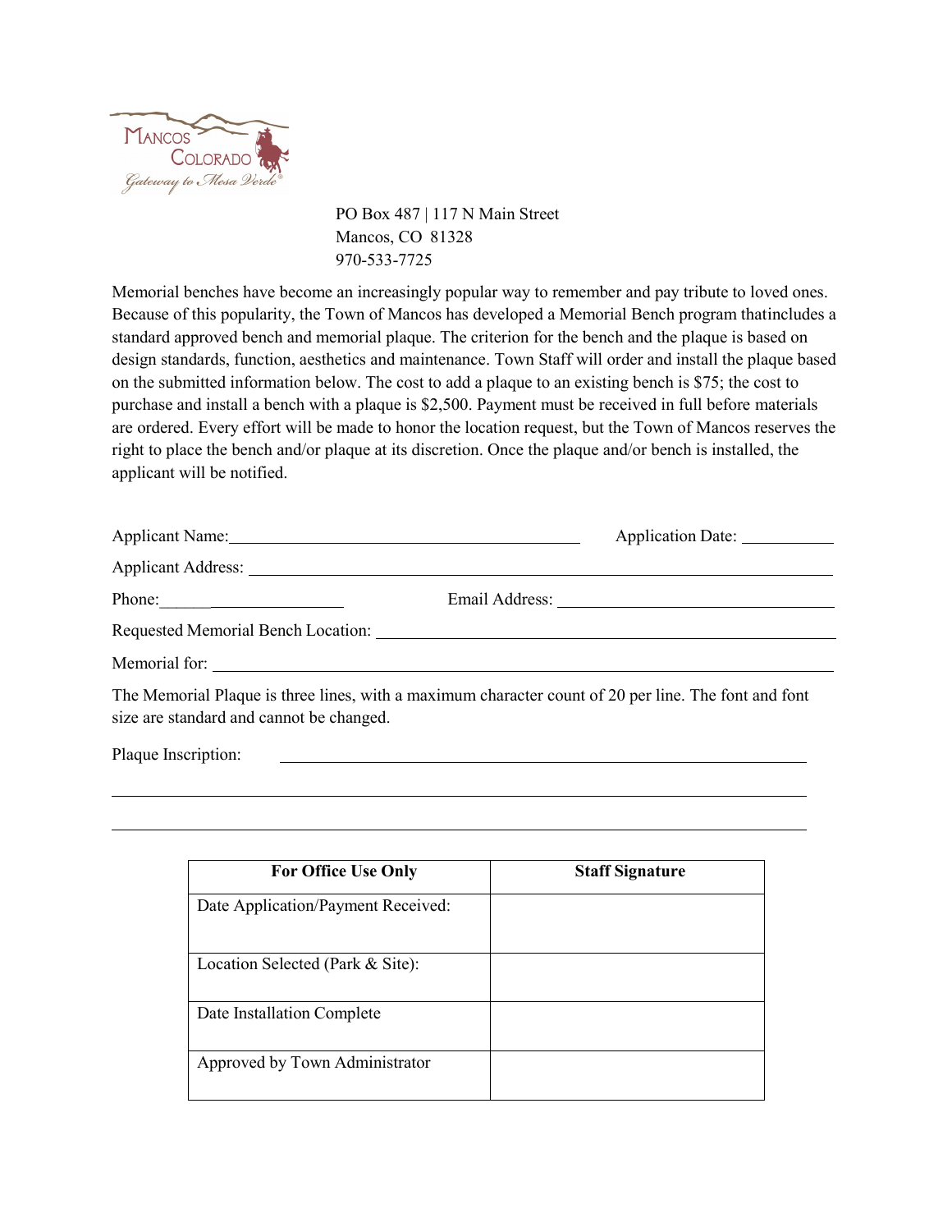MANCOS COLORADO
*Gateway to Mesa Verde®*

PO Box 487 | 117 N Main Street
Mancos, CO 81328
970-533-7725

Memorial benches have become an increasingly popular way to remember and pay tribute to loved ones. Because of this popularity, the Town of Mancos has developed a Memorial Bench program thatincludes a standard approved bench and memorial plaque. The criterion for the bench and the plaque is based on design standards, function, aesthetics and maintenance. Town Staff will order and install the plaque based on the submitted information below. The cost to add a plaque to an existing bench is $75; the cost to purchase and install a bench with a plaque is $2,500. Payment must be received in full before materials are ordered. Every effort will be made to honor the location request, but the Town of Mancos reserves the right to place the bench and/or plaque at its discretion. Once the plaque and/or bench is installed, the applicant will be notified.

Applicant Name: ___________________________________ Application Date: __________

Applicant Address: ______________________________________________________________

Phone: ________________ Email Address: ____________________________

Requested Memorial Bench Location: _____________________________________________

Memorial for: _________________________________________________________________

The Memorial Plaque is three lines, with a maximum character count of 20 per line. The font and font size are standard and cannot be changed.

Plaque Inscription: ______________________________________________________

___________________________________________________________________________

___________________________________________________________________________

| For Office Use Only | Staff Signature |
| --- | --- |
| Date Application/Payment Received: | |
| Location Selected (Park & Site): | |
| Date Installation Complete | |
| Approved by Town Administrator | |